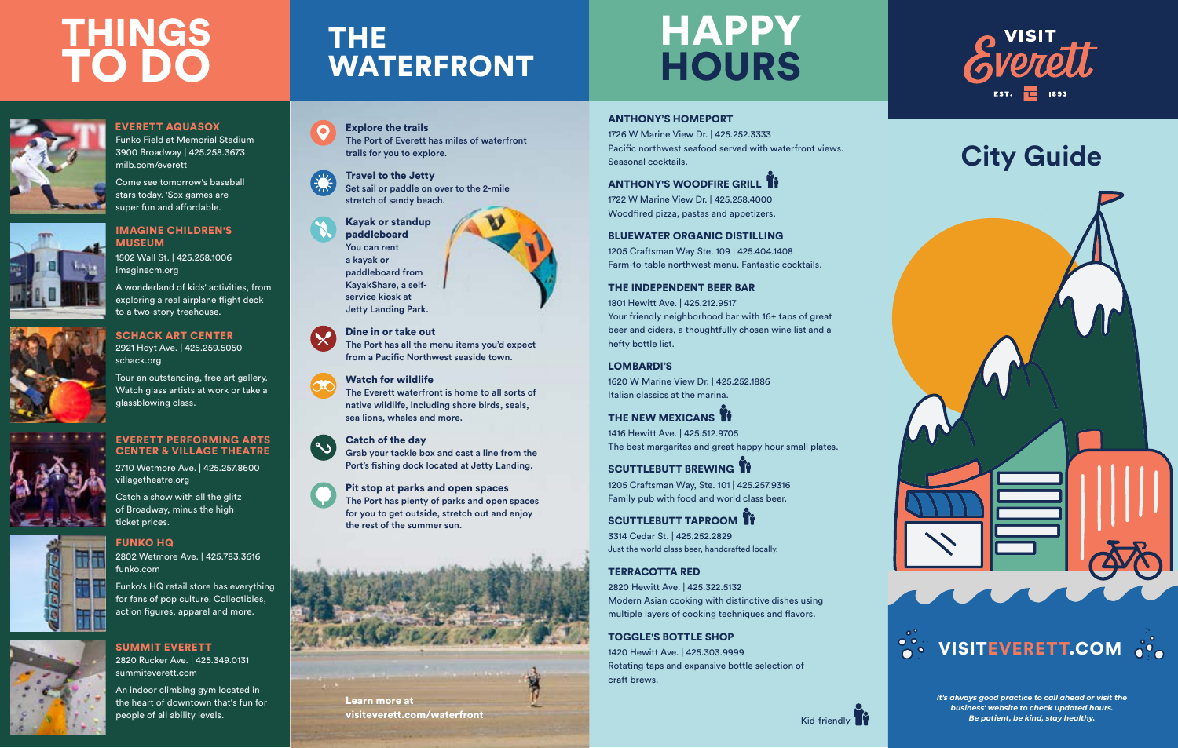# THINGS TO DO

### EVERETT AQUASOX

Funko Field at Memorial Stadium
3900 Broadway | 425.258.3673
milb.com/everett

Come see tomorrow's baseball stars today. 'Sox games are super fun and affordable.

### IMAGINE CHILDREN'S MUSEUM

1502 Wall St. | 425.258.1006
imaginecm.org

A wonderland of kids' activities, from exploring a real airplane flight deck to a two-story treehouse.

### SCHACK ART CENTER

2921 Hoyt Ave. | 425.259.5050
schack.org

Tour an outstanding, free art gallery. Watch glass artists at work or take a glassblowing class.

### EVERETT PERFORMING ARTS CENTER & VILLAGE THEATRE

2710 Wetmore Ave. | 425.257.8600
villagetheatre.org

Catch a show with all the glitz of Broadway, minus the high ticket prices.

### FUNKO HQ

2802 Wetmore Ave. | 425.783.3616
funko.com

Funko's HQ retail store has everything for fans of pop culture. Collectibles, action figures, apparel and more.

### SUMMIT EVERETT

2820 Rucker Ave. | 425.349.0131
summiteverett.com

An indoor climbing gym located in the heart of downtown that's fun for people of all ability levels.

# THE WATERFRONT

**Explore the trails**
The Port of Everett has miles of waterfront trails for you to explore.

**Travel to the Jetty**
Set sail or paddle on over to the 2-mile stretch of sandy beach.

**Kayak or standup paddleboard**
You can rent a kayak or paddleboard from KayakShare, a self-service kiosk at Jetty Landing Park.

**Dine in or take out**
The Port has all the menu items you'd expect from a Pacific Northwest seaside town.

**Watch for wildlife**
The Everett waterfront is home to all sorts of native wildlife, including shore birds, seals, sea lions, whales and more.

**Catch of the day**
Grab your tackle box and cast a line from the Port's fishing dock located at Jetty Landing.

**Pit stop at parks and open spaces**
The Port has plenty of parks and open spaces for you to get outside, stretch out and enjoy the rest of the summer sun.

**Learn more at visiteverett.com/waterfront**

# HAPPY HOURS

### ANTHONY'S HOMEPORT

1726 W Marine View Dr. | 425.252.3333
Pacific northwest seafood served with waterfront views. Seasonal cocktails.

### ANTHONY'S WOODFIRE GRILL (Kid-friendly)

1722 W Marine View Dr. | 425.258.4000
Woodfired pizza, pastas and appetizers.

### BLUEWATER ORGANIC DISTILLING

1205 Craftsman Way Ste. 109 | 425.404.1408
Farm-to-table northwest menu. Fantastic cocktails.

### THE INDEPENDENT BEER BAR

1801 Hewitt Ave. | 425.212.9517
Your friendly neighborhood bar with 16+ taps of great beer and ciders, a thoughtfully chosen wine list and a hefty bottle list.

### LOMBARDI'S

1620 W Marine View Dr. | 425.252.1886
Italian classics at the marina.

### THE NEW MEXICANS (Kid-friendly)

1416 Hewitt Ave. | 425.512.9705
The best margaritas and great happy hour small plates.

### SCUTTLEBUTT BREWING (Kid-friendly)

1205 Craftsman Way, Ste. 101 | 425.257.9316
Family pub with food and world class beer.

### SCUTTLEBUTT TAPROOM (Kid-friendly)

3314 Cedar St. | 425.252.2829
Just the world class beer, handcrafted locally.

### TERRACOTTA RED

2820 Hewitt Ave. | 425.322.5132
Modern Asian cooking with distinctive dishes using multiple layers of cooking techniques and flavors.

### TOGGLE'S BOTTLE SHOP

1420 Hewitt Ave. | 425.303.9999
Rotating taps and expansive bottle selection of craft brews.

Kid-friendly

# VISIT Everett

EST. 1893

## City Guide

**VISITEVERETT.COM**

*It's always good practice to call ahead or visit the business' website to check updated hours. Be patient, be kind, stay healthy.*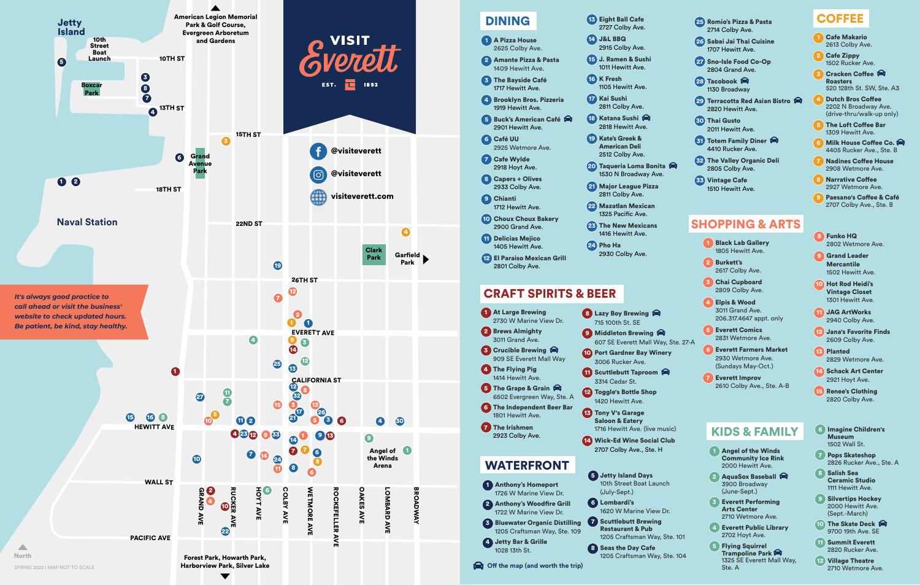# VISIT Everett

EST. 1893

@visiteverett

@visiteverett

visiteverett.com

*It's always good practice to call ahead or visit the business' website to check updated hours. Be patient, be kind, stay healthy.*

Jetty Island

10th Street Boat Launch

American Legion Memorial Park & Golf Course, Evergreen Arboretum and Gardens

Boxcar Park

Grand Avenue Park

Naval Station

Clark Park

Garfield Park

Angel of the Winds Arena

Forest Park, Howarth Park, Harborview Park, Silver Lake

10TH ST, 13TH ST, 15TH ST, 18TH ST, 22ND ST, 26TH ST, EVERETT AVE, CALIFORNIA ST, HEWITT AVE, WALL ST, PACIFIC AVE

GRAND AVE, RUCKER AVE, HOYT AVE, COLBY AVE, WETMORE AVE, ROCKEFELLER AVE, OAKES AVE, LOMBARD AVE, BROADWAY

North

SPRING 2022 | MAP NOT TO SCALE

## DINING

1. A Pizza House — 2625 Colby Ave.
2. Amante Pizza & Pasta — 1409 Hewitt Ave.
3. The Bayside Café — 1717 Hewitt Ave.
4. Brooklyn Bros. Pizzeria — 1919 Hewitt Ave.
5. Buck's American Café 🚗 — 2901 Hewitt Ave.
6. Café UU — 2925 Wetmore Ave.
7. Cafe Wylde — 2918 Hoyt Ave.
8. Capers + Olives — 2933 Colby Ave.
9. Chianti — 1712 Hewitt Ave.
10. Choux Choux Bakery — 2900 Grand Ave.
11. Delicias Mejico — 1405 Hewitt Ave.
12. El Paraiso Mexican Grill — 2801 Colby Ave.
13. Eight Ball Cafe — 2727 Colby Ave.
14. J&L BBQ — 2915 Colby Ave.
15. J. Ramen & Sushi — 1011 Hewitt Ave.
16. K Fresh — 1105 Hewitt Ave.
17. Kai Sushi — 2811 Colby Ave.
18. Katana Sushi 🚗 — 2818 Hewitt Ave.
19. Kate's Greek & American Deli — 2512 Colby Ave.
20. Taqueria Loma Bonita 🚗 — 1530 N Broadway Ave.
21. Major League Pizza — 2811 Colby Ave.
22. Mazatlan Mexican — 1325 Pacific Ave.
23. The New Mexicans — 1416 Hewitt Ave.
24. Pho Ha — 2930 Colby Ave.
25. Romio's Pizza & Pasta — 2714 Colby Ave.
26. Sabai Jai Thai Cuisine — 1707 Hewitt Ave.
27. Sno-Isle Food Co-Op — 2804 Grand Ave.
28. Tacobook 🚗 — 1130 Broadway
29. Terracotta Red Asian Bistro 🚗 — 2820 Hewitt Ave.
30. Thai Gusto — 2011 Hewitt Ave.
31. Totem Family Diner 🚗 — 4410 Rucker Ave.
32. The Valley Organic Deli — 2805 Colby Ave.
33. Vintage Cafe — 1510 Hewitt Ave.

## COFFEE

1. Cafe Makario — 2613 Colby Ave.
2. Cafe Zippy — 1502 Rucker Ave.
3. Cracken Coffee Roasters 🚗 — 520 128th St. SW, Ste. A3
4. Dutch Bros Coffee — 2202 N Broadway Ave. (drive-thru/walk-up only)
5. The Loft Coffee Bar — 1309 Hewitt Ave.
6. Milk House Coffee Co. 🚗 — 4405 Rucker Ave., Ste. B
7. Nadines Coffee House — 2908 Wetmore Ave.
8. Narrative Coffee — 2927 Wetmore Ave.
9. Paesano's Coffee & Café — 2707 Colby Ave., Ste. B

## CRAFT SPIRITS & BEER

1. At Large Brewing — 2730 W Marine View Dr.
2. Brews Almighty — 3011 Grand Ave.
3. Crucible Brewing 🚗 — 909 SE Everett Mall Way
4. The Flying Pig — 1414 Hewitt Ave.
5. The Grape & Grain 🚗 — 6502 Evergreen Way, Ste. A
6. The Independent Beer Bar — 1801 Hewitt Ave.
7. The Irishmen — 2923 Colby Ave.
8. Lazy Boy Brewing 🚗 — 715 100th St. SE
9. Middleton Brewing 🚗 — 607 SE Everett Mall Way, Ste. 27-A
10. Port Gardner Bay Winery — 3006 Rucker Ave.
11. Scuttlebutt Taproom 🚗 — 3314 Cedar St.
12. Toggle's Bottle Shop — 1420 Hewitt Ave.
13. Tony V's Garage Saloon & Eatery — 1716 Hewitt Ave. (live music)
14. Wick-Ed Wine Social Club — 2707 Colby Ave., Ste. H

## SHOPPING & ARTS

1. Black Lab Gallery — 1805 Hewitt Ave.
2. Burkett's — 2617 Colby Ave.
3. Chai Cupboard — 2809 Colby Ave.
4. Elpis & Wood — 3011 Grand Ave. 206.317.4647 appt. only
5. Everett Comics — 2831 Wetmore Ave.
6. Everett Farmers Market — 2930 Wetmore Ave. (Sundays May-Oct.)
7. Everett Improv — 2610 Colby Ave., Ste. A-B
8. Funko HQ — 2802 Wetmore Ave.
9. Grand Leader Mercantile — 1502 Hewitt Ave.
10. Hot Rod Heidi's Vintage Closet — 1301 Hewitt Ave.
11. JAG ArtWorks — 2940 Colby Ave.
12. Jana's Favorite Finds — 2609 Colby Ave.
13. Planted — 2829 Wetmore Ave.
14. Schack Art Center — 2921 Hoyt Ave.
15. Renee's Clothing — 2820 Colby Ave.

## WATERFRONT

1. Anthony's Homeport — 1726 W Marine View Dr.
2. Anthony's Woodfire Grill — 1722 W Marine View Dr.
3. Bluewater Organic Distilling — 1205 Craftsman Way, Ste. 109
4. Jetty Bar & Grille — 1028 13th St.
5. Jetty Island Days — 10th Street Boat Launch (July-Sept.)
6. Lombardi's — 1620 W Marine View Dr.
7. Scuttlebutt Brewing Restaurant & Pub — 1205 Craftsman Way, Ste. 101
8. Seas the Day Cafe — 1205 Craftsman Way, Ste. 104

## KIDS & FAMILY

1. Angel of the Winds Community Ice Rink — 2000 Hewitt Ave.
2. AquaSox Baseball 🚗 — 3900 Broadway (June-Sept.)
3. Everett Performing Arts Center — 2710 Wetmore Ave.
4. Everett Public Library — 2702 Hoyt Ave.
5. Flying Squirrel Trampoline Park 🚗 — 1325 SE Everett Mall Way, Ste. A
6. Imagine Children's Museum — 1502 Wall St.
7. Pops Skateshop — 2826 Rucker Ave., Ste. A
8. Salish Sea Ceramic Studio — 1111 Hewitt Ave.
9. Silvertips Hockey — 2000 Hewitt Ave. (Sept.-March)
10. The Skate Deck 🚗 — 9700 19th Ave. SE
11. Summit Everett — 2820 Rucker Ave.
12. Village Theatre — 2710 Wetmore Ave.

🚗 Off the map (and worth the trip)